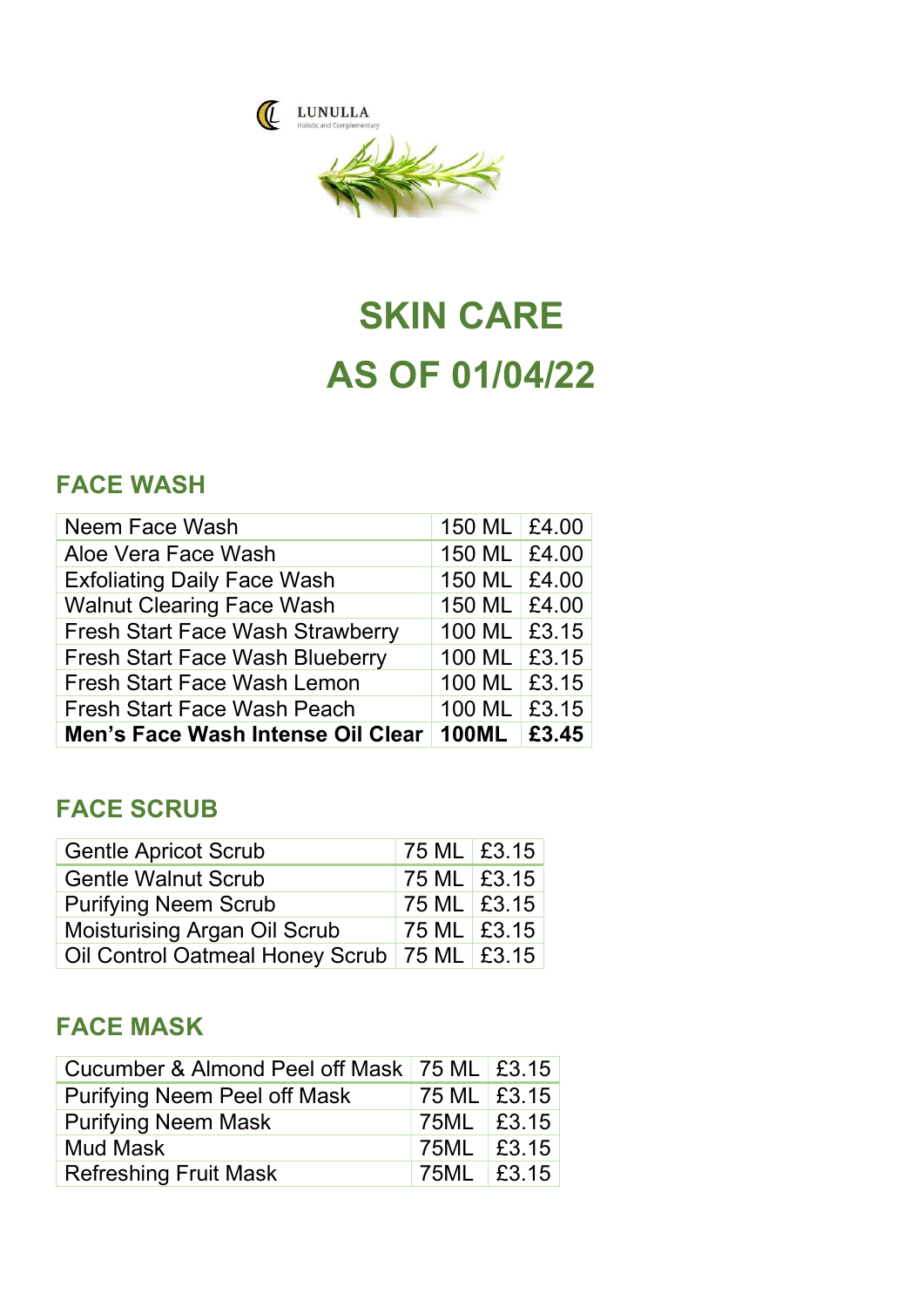LUNULLA
Holistic and Complementary

# SKIN CARE
# AS OF 01/04/22

## FACE WASH

| | | |
|---|---|---|
| Neem Face Wash | 150 ML | £4.00 |
| Aloe Vera Face Wash | 150 ML | £4.00 |
| Exfoliating Daily Face Wash | 150 ML | £4.00 |
| Walnut Clearing Face Wash | 150 ML | £4.00 |
| Fresh Start Face Wash Strawberry | 100 ML | £3.15 |
| Fresh Start Face Wash Blueberry | 100 ML | £3.15 |
| Fresh Start Face Wash Lemon | 100 ML | £3.15 |
| Fresh Start Face Wash Peach | 100 ML | £3.15 |
| **Men's Face Wash Intense Oil Clear** | **100ML** | **£3.45** |

## FACE SCRUB

| | | |
|---|---|---|
| Gentle Apricot Scrub | 75 ML | £3.15 |
| Gentle Walnut Scrub | 75 ML | £3.15 |
| Purifying Neem Scrub | 75 ML | £3.15 |
| Moisturising Argan Oil Scrub | 75 ML | £3.15 |
| Oil Control Oatmeal Honey Scrub | 75 ML | £3.15 |

## FACE MASK

| | | |
|---|---|---|
| Cucumber & Almond Peel off Mask | 75 ML | £3.15 |
| Purifying Neem Peel off Mask | 75 ML | £3.15 |
| Purifying Neem Mask | 75ML | £3.15 |
| Mud Mask | 75ML | £3.15 |
| Refreshing Fruit Mask | 75ML | £3.15 |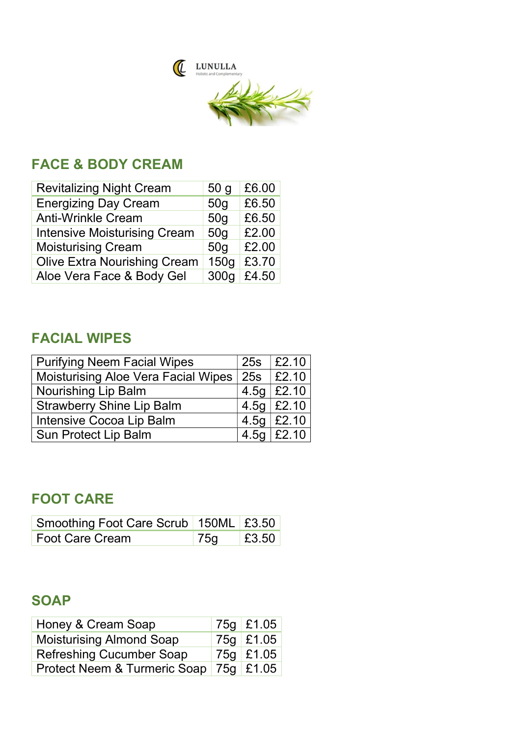LUNULLA
Holistic and Complementary

## FACE & BODY CREAM

| | | |
|---|---|---|
| Revitalizing Night Cream | 50 g | £6.00 |
| Energizing Day Cream | 50g | £6.50 |
| Anti-Wrinkle Cream | 50g | £6.50 |
| Intensive Moisturising Cream | 50g | £2.00 |
| Moisturising Cream | 50g | £2.00 |
| Olive Extra Nourishing Cream | 150g | £3.70 |
| Aloe Vera Face & Body Gel | 300g | £4.50 |

## FACIAL WIPES

| | | |
|---|---|---|
| Purifying Neem Facial Wipes | 25s | £2.10 |
| Moisturising Aloe Vera Facial Wipes | 25s | £2.10 |
| Nourishing Lip Balm | 4.5g | £2.10 |
| Strawberry Shine Lip Balm | 4.5g | £2.10 |
| Intensive Cocoa Lip Balm | 4.5g | £2.10 |
| Sun Protect Lip Balm | 4.5g | £2.10 |

## FOOT CARE

| | | |
|---|---|---|
| Smoothing Foot Care Scrub | 150ML | £3.50 |
| Foot Care Cream | 75g | £3.50 |

## SOAP

| | | |
|---|---|---|
| Honey & Cream Soap | 75g | £1.05 |
| Moisturising Almond Soap | 75g | £1.05 |
| Refreshing Cucumber Soap | 75g | £1.05 |
| Protect Neem & Turmeric Soap | 75g | £1.05 |